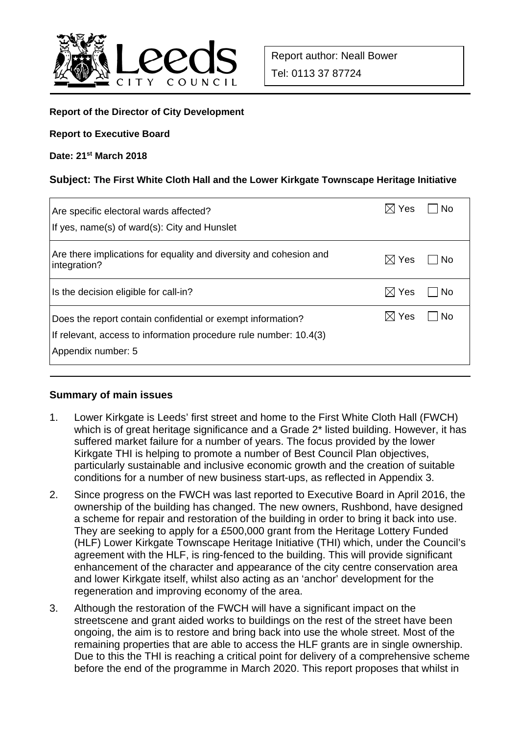Report author: Neall Bower

Tel: 0113 37 87724

**Report of the Director of City Development**

**Report to Executive Board**

**Date: 21st March 2018**

**Subject: The First White Cloth Hall and the Lower Kirkgate Townscape Heritage Initiative**

| | |
|---|---|
| Are specific electoral wards affected?<br>If yes, name(s) of ward(s): City and Hunslet | ☒ Yes ☐ No |
| Are there implications for equality and diversity and cohesion and integration? | ☒ Yes ☐ No |
| Is the decision eligible for call-in? | ☒ Yes ☐ No |
| Does the report contain confidential or exempt information?<br>If relevant, access to information procedure rule number: 10.4(3)<br>Appendix number: 5 | ☒ Yes ☐ No |

## Summary of main issues

1. Lower Kirkgate is Leeds' first street and home to the First White Cloth Hall (FWCH) which is of great heritage significance and a Grade 2* listed building. However, it has suffered market failure for a number of years. The focus provided by the lower Kirkgate THI is helping to promote a number of Best Council Plan objectives, particularly sustainable and inclusive economic growth and the creation of suitable conditions for a number of new business start-ups, as reflected in Appendix 3.

2. Since progress on the FWCH was last reported to Executive Board in April 2016, the ownership of the building has changed. The new owners, Rushbond, have designed a scheme for repair and restoration of the building in order to bring it back into use. They are seeking to apply for a £500,000 grant from the Heritage Lottery Funded (HLF) Lower Kirkgate Townscape Heritage Initiative (THI) which, under the Council's agreement with the HLF, is ring-fenced to the building. This will provide significant enhancement of the character and appearance of the city centre conservation area and lower Kirkgate itself, whilst also acting as an 'anchor' development for the regeneration and improving economy of the area.

3. Although the restoration of the FWCH will have a significant impact on the streetscene and grant aided works to buildings on the rest of the street have been ongoing, the aim is to restore and bring back into use the whole street. Most of the remaining properties that are able to access the HLF grants are in single ownership. Due to this the THI is reaching a critical point for delivery of a comprehensive scheme before the end of the programme in March 2020. This report proposes that whilst in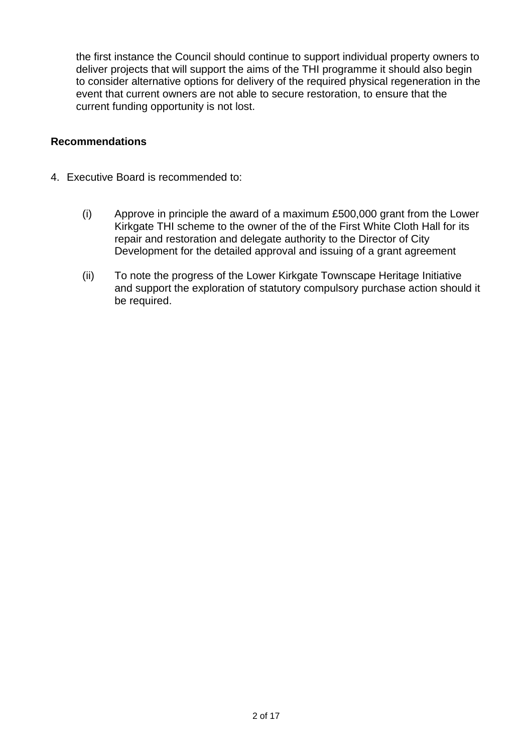the first instance the Council should continue to support individual property owners to deliver projects that will support the aims of the THI programme it should also begin to consider alternative options for delivery of the required physical regeneration in the event that current owners are not able to secure restoration, to ensure that the current funding opportunity is not lost.

**Recommendations**

4. Executive Board is recommended to:

   (i) Approve in principle the award of a maximum £500,000 grant from the Lower Kirkgate THI scheme to the owner of the of the First White Cloth Hall for its repair and restoration and delegate authority to the Director of City Development for the detailed approval and issuing of a grant agreement

   (ii) To note the progress of the Lower Kirkgate Townscape Heritage Initiative and support the exploration of statutory compulsory purchase action should it be required.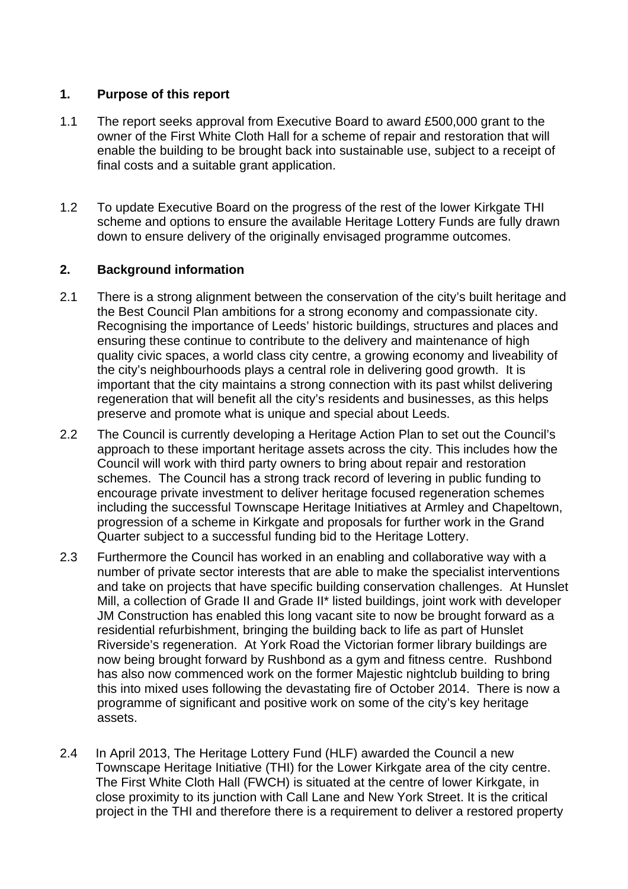## 1. Purpose of this report

1.1 The report seeks approval from Executive Board to award £500,000 grant to the owner of the First White Cloth Hall for a scheme of repair and restoration that will enable the building to be brought back into sustainable use, subject to a receipt of final costs and a suitable grant application.

1.2 To update Executive Board on the progress of the rest of the lower Kirkgate THI scheme and options to ensure the available Heritage Lottery Funds are fully drawn down to ensure delivery of the originally envisaged programme outcomes.

## 2. Background information

2.1 There is a strong alignment between the conservation of the city's built heritage and the Best Council Plan ambitions for a strong economy and compassionate city. Recognising the importance of Leeds' historic buildings, structures and places and ensuring these continue to contribute to the delivery and maintenance of high quality civic spaces, a world class city centre, a growing economy and liveability of the city's neighbourhoods plays a central role in delivering good growth. It is important that the city maintains a strong connection with its past whilst delivering regeneration that will benefit all the city's residents and businesses, as this helps preserve and promote what is unique and special about Leeds.

2.2 The Council is currently developing a Heritage Action Plan to set out the Council's approach to these important heritage assets across the city. This includes how the Council will work with third party owners to bring about repair and restoration schemes. The Council has a strong track record of levering in public funding to encourage private investment to deliver heritage focused regeneration schemes including the successful Townscape Heritage Initiatives at Armley and Chapeltown, progression of a scheme in Kirkgate and proposals for further work in the Grand Quarter subject to a successful funding bid to the Heritage Lottery.

2.3 Furthermore the Council has worked in an enabling and collaborative way with a number of private sector interests that are able to make the specialist interventions and take on projects that have specific building conservation challenges. At Hunslet Mill, a collection of Grade II and Grade II* listed buildings, joint work with developer JM Construction has enabled this long vacant site to now be brought forward as a residential refurbishment, bringing the building back to life as part of Hunslet Riverside's regeneration. At York Road the Victorian former library buildings are now being brought forward by Rushbond as a gym and fitness centre. Rushbond has also now commenced work on the former Majestic nightclub building to bring this into mixed uses following the devastating fire of October 2014. There is now a programme of significant and positive work on some of the city's key heritage assets.

2.4 In April 2013, The Heritage Lottery Fund (HLF) awarded the Council a new Townscape Heritage Initiative (THI) for the Lower Kirkgate area of the city centre. The First White Cloth Hall (FWCH) is situated at the centre of lower Kirkgate, in close proximity to its junction with Call Lane and New York Street. It is the critical project in the THI and therefore there is a requirement to deliver a restored property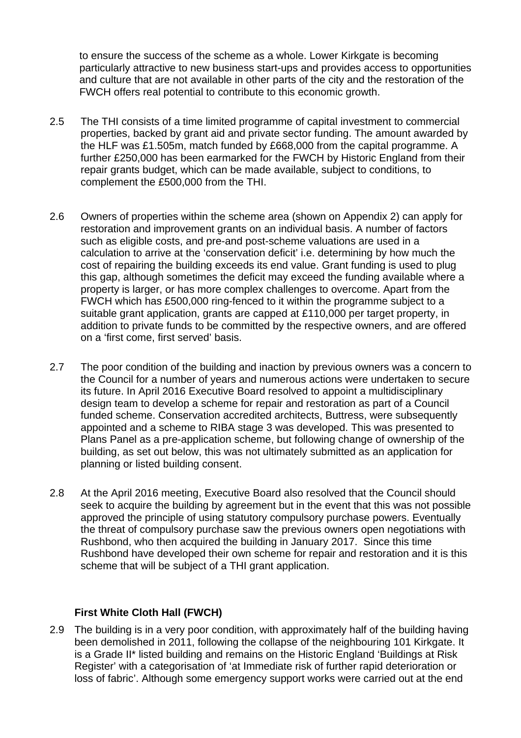to ensure the success of the scheme as a whole. Lower Kirkgate is becoming particularly attractive to new business start-ups and provides access to opportunities and culture that are not available in other parts of the city and the restoration of the FWCH offers real potential to contribute to this economic growth.

2.5 The THI consists of a time limited programme of capital investment to commercial properties, backed by grant aid and private sector funding. The amount awarded by the HLF was £1.505m, match funded by £668,000 from the capital programme. A further £250,000 has been earmarked for the FWCH by Historic England from their repair grants budget, which can be made available, subject to conditions, to complement the £500,000 from the THI.

2.6 Owners of properties within the scheme area (shown on Appendix 2) can apply for restoration and improvement grants on an individual basis. A number of factors such as eligible costs, and pre-and post-scheme valuations are used in a calculation to arrive at the 'conservation deficit' i.e. determining by how much the cost of repairing the building exceeds its end value. Grant funding is used to plug this gap, although sometimes the deficit may exceed the funding available where a property is larger, or has more complex challenges to overcome. Apart from the FWCH which has £500,000 ring-fenced to it within the programme subject to a suitable grant application, grants are capped at £110,000 per target property, in addition to private funds to be committed by the respective owners, and are offered on a 'first come, first served' basis.

2.7 The poor condition of the building and inaction by previous owners was a concern to the Council for a number of years and numerous actions were undertaken to secure its future. In April 2016 Executive Board resolved to appoint a multidisciplinary design team to develop a scheme for repair and restoration as part of a Council funded scheme. Conservation accredited architects, Buttress, were subsequently appointed and a scheme to RIBA stage 3 was developed. This was presented to Plans Panel as a pre-application scheme, but following change of ownership of the building, as set out below, this was not ultimately submitted as an application for planning or listed building consent.

2.8 At the April 2016 meeting, Executive Board also resolved that the Council should seek to acquire the building by agreement but in the event that this was not possible approved the principle of using statutory compulsory purchase powers. Eventually the threat of compulsory purchase saw the previous owners open negotiations with Rushbond, who then acquired the building in January 2017. Since this time Rushbond have developed their own scheme for repair and restoration and it is this scheme that will be subject of a THI grant application.

**First White Cloth Hall (FWCH)**

2.9 The building is in a very poor condition, with approximately half of the building having been demolished in 2011, following the collapse of the neighbouring 101 Kirkgate. It is a Grade II* listed building and remains on the Historic England 'Buildings at Risk Register' with a categorisation of 'at Immediate risk of further rapid deterioration or loss of fabric'. Although some emergency support works were carried out at the end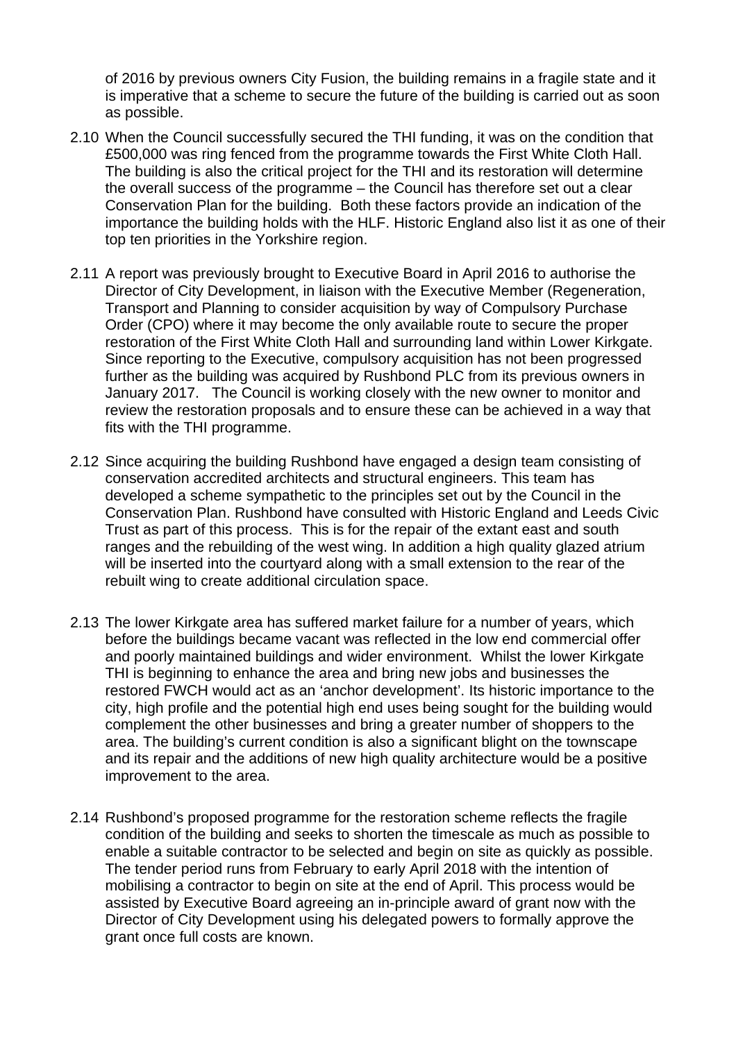of 2016 by previous owners City Fusion, the building remains in a fragile state and it is imperative that a scheme to secure the future of the building is carried out as soon as possible.

2.10 When the Council successfully secured the THI funding, it was on the condition that £500,000 was ring fenced from the programme towards the First White Cloth Hall. The building is also the critical project for the THI and its restoration will determine the overall success of the programme – the Council has therefore set out a clear Conservation Plan for the building. Both these factors provide an indication of the importance the building holds with the HLF. Historic England also list it as one of their top ten priorities in the Yorkshire region.

2.11 A report was previously brought to Executive Board in April 2016 to authorise the Director of City Development, in liaison with the Executive Member (Regeneration, Transport and Planning to consider acquisition by way of Compulsory Purchase Order (CPO) where it may become the only available route to secure the proper restoration of the First White Cloth Hall and surrounding land within Lower Kirkgate. Since reporting to the Executive, compulsory acquisition has not been progressed further as the building was acquired by Rushbond PLC from its previous owners in January 2017. The Council is working closely with the new owner to monitor and review the restoration proposals and to ensure these can be achieved in a way that fits with the THI programme.

2.12 Since acquiring the building Rushbond have engaged a design team consisting of conservation accredited architects and structural engineers. This team has developed a scheme sympathetic to the principles set out by the Council in the Conservation Plan. Rushbond have consulted with Historic England and Leeds Civic Trust as part of this process. This is for the repair of the extant east and south ranges and the rebuilding of the west wing. In addition a high quality glazed atrium will be inserted into the courtyard along with a small extension to the rear of the rebuilt wing to create additional circulation space.

2.13 The lower Kirkgate area has suffered market failure for a number of years, which before the buildings became vacant was reflected in the low end commercial offer and poorly maintained buildings and wider environment. Whilst the lower Kirkgate THI is beginning to enhance the area and bring new jobs and businesses the restored FWCH would act as an 'anchor development'. Its historic importance to the city, high profile and the potential high end uses being sought for the building would complement the other businesses and bring a greater number of shoppers to the area. The building's current condition is also a significant blight on the townscape and its repair and the additions of new high quality architecture would be a positive improvement to the area.

2.14 Rushbond's proposed programme for the restoration scheme reflects the fragile condition of the building and seeks to shorten the timescale as much as possible to enable a suitable contractor to be selected and begin on site as quickly as possible. The tender period runs from February to early April 2018 with the intention of mobilising a contractor to begin on site at the end of April. This process would be assisted by Executive Board agreeing an in-principle award of grant now with the Director of City Development using his delegated powers to formally approve the grant once full costs are known.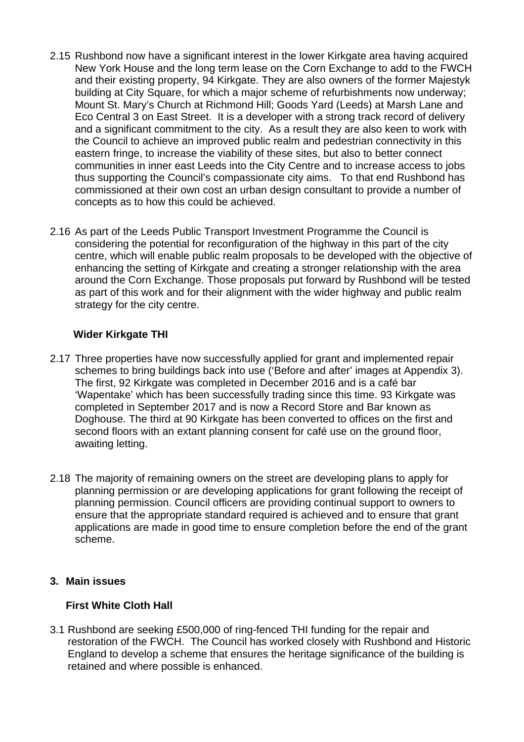2.15 Rushbond now have a significant interest in the lower Kirkgate area having acquired New York House and the long term lease on the Corn Exchange to add to the FWCH and their existing property, 94 Kirkgate. They are also owners of the former Majestyk building at City Square, for which a major scheme of refurbishments now underway; Mount St. Mary's Church at Richmond Hill; Goods Yard (Leeds) at Marsh Lane and Eco Central 3 on East Street. It is a developer with a strong track record of delivery and a significant commitment to the city. As a result they are also keen to work with the Council to achieve an improved public realm and pedestrian connectivity in this eastern fringe, to increase the viability of these sites, but also to better connect communities in inner east Leeds into the City Centre and to increase access to jobs thus supporting the Council's compassionate city aims. To that end Rushbond has commissioned at their own cost an urban design consultant to provide a number of concepts as to how this could be achieved.

2.16 As part of the Leeds Public Transport Investment Programme the Council is considering the potential for reconfiguration of the highway in this part of the city centre, which will enable public realm proposals to be developed with the objective of enhancing the setting of Kirkgate and creating a stronger relationship with the area around the Corn Exchange. Those proposals put forward by Rushbond will be tested as part of this work and for their alignment with the wider highway and public realm strategy for the city centre.

**Wider Kirkgate THI**

2.17 Three properties have now successfully applied for grant and implemented repair schemes to bring buildings back into use ('Before and after' images at Appendix 3). The first, 92 Kirkgate was completed in December 2016 and is a café bar 'Wapentake' which has been successfully trading since this time. 93 Kirkgate was completed in September 2017 and is now a Record Store and Bar known as Doghouse. The third at 90 Kirkgate has been converted to offices on the first and second floors with an extant planning consent for café use on the ground floor, awaiting letting.

2.18 The majority of remaining owners on the street are developing plans to apply for planning permission or are developing applications for grant following the receipt of planning permission. Council officers are providing continual support to owners to ensure that the appropriate standard required is achieved and to ensure that grant applications are made in good time to ensure completion before the end of the grant scheme.

## 3. Main issues

**First White Cloth Hall**

3.1 Rushbond are seeking £500,000 of ring-fenced THI funding for the repair and restoration of the FWCH. The Council has worked closely with Rushbond and Historic England to develop a scheme that ensures the heritage significance of the building is retained and where possible is enhanced.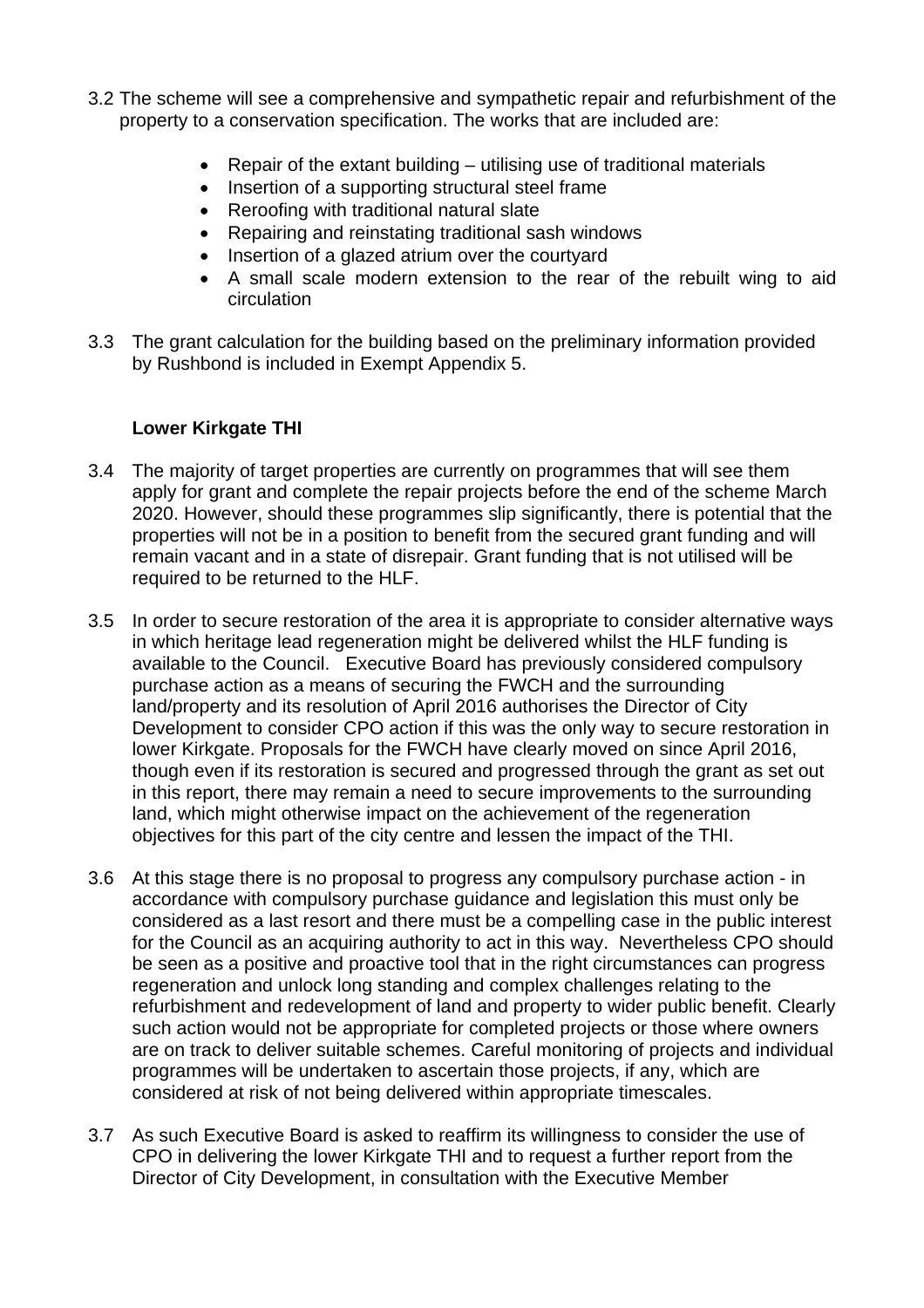3.2 The scheme will see a comprehensive and sympathetic repair and refurbishment of the property to a conservation specification. The works that are included are:

- Repair of the extant building – utilising use of traditional materials
- Insertion of a supporting structural steel frame
- Reroofing with traditional natural slate
- Repairing and reinstating traditional sash windows
- Insertion of a glazed atrium over the courtyard
- A small scale modern extension to the rear of the rebuilt wing to aid circulation

3.3 The grant calculation for the building based on the preliminary information provided by Rushbond is included in Exempt Appendix 5.

**Lower Kirkgate THI**

3.4 The majority of target properties are currently on programmes that will see them apply for grant and complete the repair projects before the end of the scheme March 2020. However, should these programmes slip significantly, there is potential that the properties will not be in a position to benefit from the secured grant funding and will remain vacant and in a state of disrepair. Grant funding that is not utilised will be required to be returned to the HLF.

3.5 In order to secure restoration of the area it is appropriate to consider alternative ways in which heritage lead regeneration might be delivered whilst the HLF funding is available to the Council. Executive Board has previously considered compulsory purchase action as a means of securing the FWCH and the surrounding land/property and its resolution of April 2016 authorises the Director of City Development to consider CPO action if this was the only way to secure restoration in lower Kirkgate. Proposals for the FWCH have clearly moved on since April 2016, though even if its restoration is secured and progressed through the grant as set out in this report, there may remain a need to secure improvements to the surrounding land, which might otherwise impact on the achievement of the regeneration objectives for this part of the city centre and lessen the impact of the THI.

3.6 At this stage there is no proposal to progress any compulsory purchase action - in accordance with compulsory purchase guidance and legislation this must only be considered as a last resort and there must be a compelling case in the public interest for the Council as an acquiring authority to act in this way. Nevertheless CPO should be seen as a positive and proactive tool that in the right circumstances can progress regeneration and unlock long standing and complex challenges relating to the refurbishment and redevelopment of land and property to wider public benefit. Clearly such action would not be appropriate for completed projects or those where owners are on track to deliver suitable schemes. Careful monitoring of projects and individual programmes will be undertaken to ascertain those projects, if any, which are considered at risk of not being delivered within appropriate timescales.

3.7 As such Executive Board is asked to reaffirm its willingness to consider the use of CPO in delivering the lower Kirkgate THI and to request a further report from the Director of City Development, in consultation with the Executive Member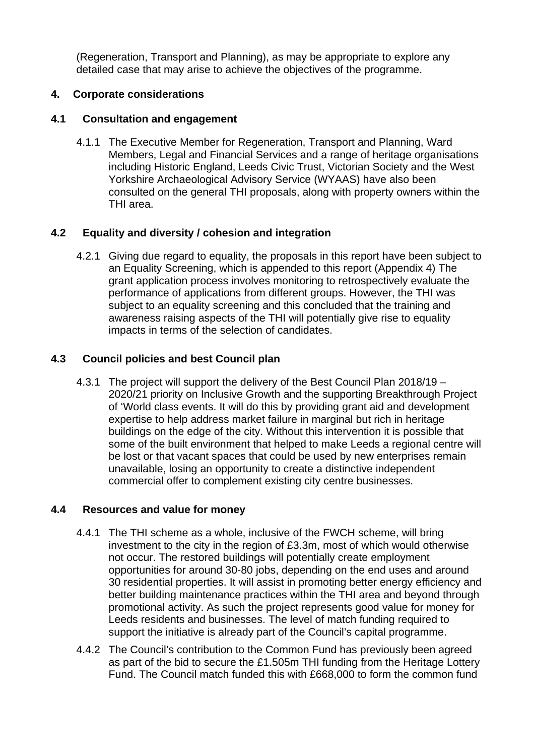(Regeneration, Transport and Planning), as may be appropriate to explore any detailed case that may arise to achieve the objectives of the programme.

## 4. Corporate considerations

### 4.1 Consultation and engagement

4.1.1 The Executive Member for Regeneration, Transport and Planning, Ward Members, Legal and Financial Services and a range of heritage organisations including Historic England, Leeds Civic Trust, Victorian Society and the West Yorkshire Archaeological Advisory Service (WYAAS) have also been consulted on the general THI proposals, along with property owners within the THI area.

### 4.2 Equality and diversity / cohesion and integration

4.2.1 Giving due regard to equality, the proposals in this report have been subject to an Equality Screening, which is appended to this report (Appendix 4) The grant application process involves monitoring to retrospectively evaluate the performance of applications from different groups. However, the THI was subject to an equality screening and this concluded that the training and awareness raising aspects of the THI will potentially give rise to equality impacts in terms of the selection of candidates.

### 4.3 Council policies and best Council plan

4.3.1 The project will support the delivery of the Best Council Plan 2018/19 – 2020/21 priority on Inclusive Growth and the supporting Breakthrough Project of 'World class events. It will do this by providing grant aid and development expertise to help address market failure in marginal but rich in heritage buildings on the edge of the city. Without this intervention it is possible that some of the built environment that helped to make Leeds a regional centre will be lost or that vacant spaces that could be used by new enterprises remain unavailable, losing an opportunity to create a distinctive independent commercial offer to complement existing city centre businesses.

### 4.4 Resources and value for money

4.4.1 The THI scheme as a whole, inclusive of the FWCH scheme, will bring investment to the city in the region of £3.3m, most of which would otherwise not occur. The restored buildings will potentially create employment opportunities for around 30-80 jobs, depending on the end uses and around 30 residential properties. It will assist in promoting better energy efficiency and better building maintenance practices within the THI area and beyond through promotional activity. As such the project represents good value for money for Leeds residents and businesses. The level of match funding required to support the initiative is already part of the Council's capital programme.

4.4.2 The Council's contribution to the Common Fund has previously been agreed as part of the bid to secure the £1.505m THI funding from the Heritage Lottery Fund. The Council match funded this with £668,000 to form the common fund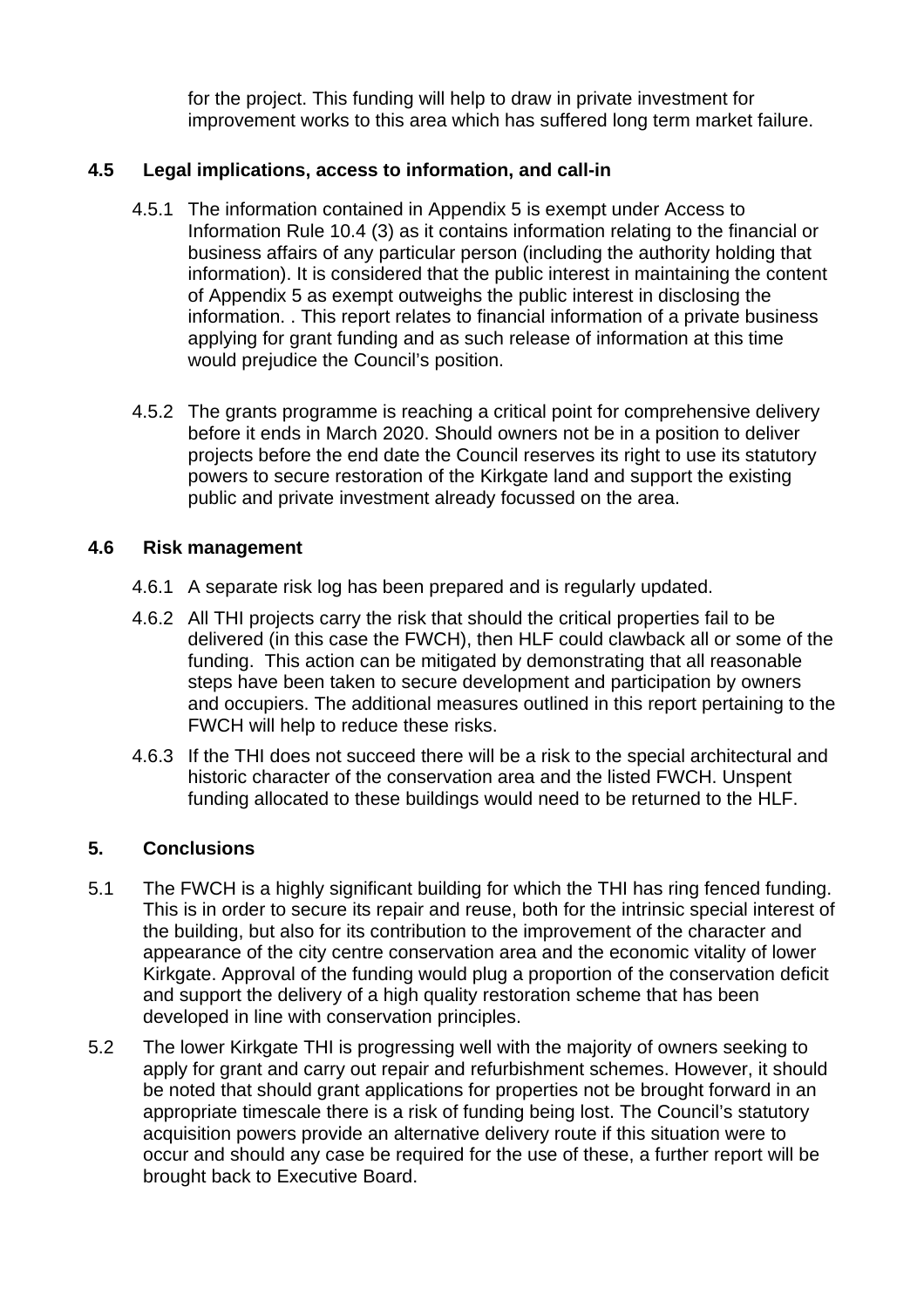for the project. This funding will help to draw in private investment for improvement works to this area which has suffered long term market failure.

### 4.5 Legal implications, access to information, and call-in

4.5.1 The information contained in Appendix 5 is exempt under Access to Information Rule 10.4 (3) as it contains information relating to the financial or business affairs of any particular person (including the authority holding that information). It is considered that the public interest in maintaining the content of Appendix 5 as exempt outweighs the public interest in disclosing the information. . This report relates to financial information of a private business applying for grant funding and as such release of information at this time would prejudice the Council's position.

4.5.2 The grants programme is reaching a critical point for comprehensive delivery before it ends in March 2020. Should owners not be in a position to deliver projects before the end date the Council reserves its right to use its statutory powers to secure restoration of the Kirkgate land and support the existing public and private investment already focussed on the area.

### 4.6 Risk management

4.6.1 A separate risk log has been prepared and is regularly updated.

4.6.2 All THI projects carry the risk that should the critical properties fail to be delivered (in this case the FWCH), then HLF could clawback all or some of the funding. This action can be mitigated by demonstrating that all reasonable steps have been taken to secure development and participation by owners and occupiers. The additional measures outlined in this report pertaining to the FWCH will help to reduce these risks.

4.6.3 If the THI does not succeed there will be a risk to the special architectural and historic character of the conservation area and the listed FWCH. Unspent funding allocated to these buildings would need to be returned to the HLF.

## 5. Conclusions

5.1 The FWCH is a highly significant building for which the THI has ring fenced funding. This is in order to secure its repair and reuse, both for the intrinsic special interest of the building, but also for its contribution to the improvement of the character and appearance of the city centre conservation area and the economic vitality of lower Kirkgate. Approval of the funding would plug a proportion of the conservation deficit and support the delivery of a high quality restoration scheme that has been developed in line with conservation principles.

5.2 The lower Kirkgate THI is progressing well with the majority of owners seeking to apply for grant and carry out repair and refurbishment schemes. However, it should be noted that should grant applications for properties not be brought forward in an appropriate timescale there is a risk of funding being lost. The Council's statutory acquisition powers provide an alternative delivery route if this situation were to occur and should any case be required for the use of these, a further report will be brought back to Executive Board.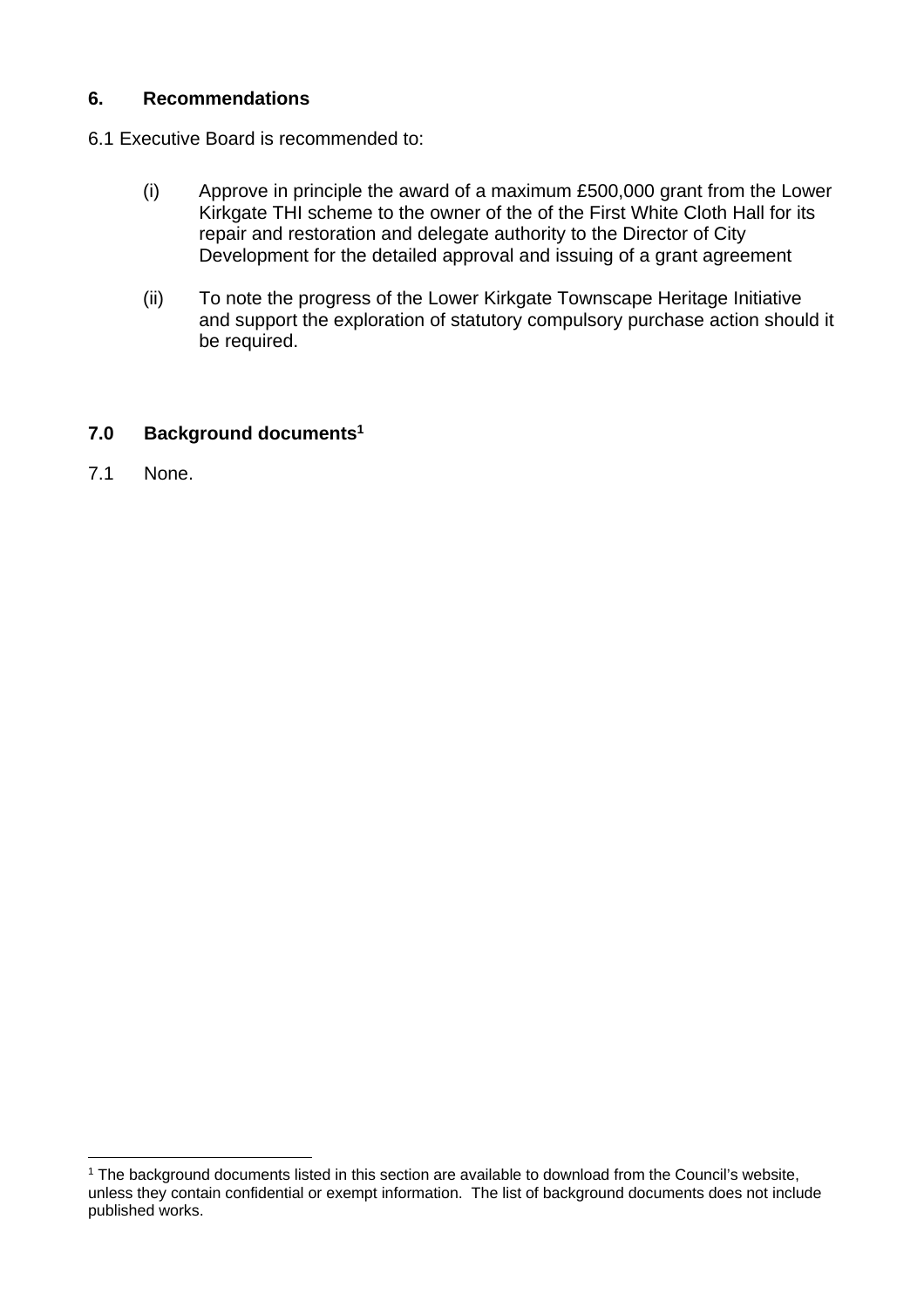## 6. Recommendations

6.1 Executive Board is recommended to:

(i) Approve in principle the award of a maximum £500,000 grant from the Lower Kirkgate THI scheme to the owner of the of the First White Cloth Hall for its repair and restoration and delegate authority to the Director of City Development for the detailed approval and issuing of a grant agreement

(ii) To note the progress of the Lower Kirkgate Townscape Heritage Initiative and support the exploration of statutory compulsory purchase action should it be required.

## 7.0 Background documents[1]

7.1 None.

[1] The background documents listed in this section are available to download from the Council's website, unless they contain confidential or exempt information. The list of background documents does not include published works.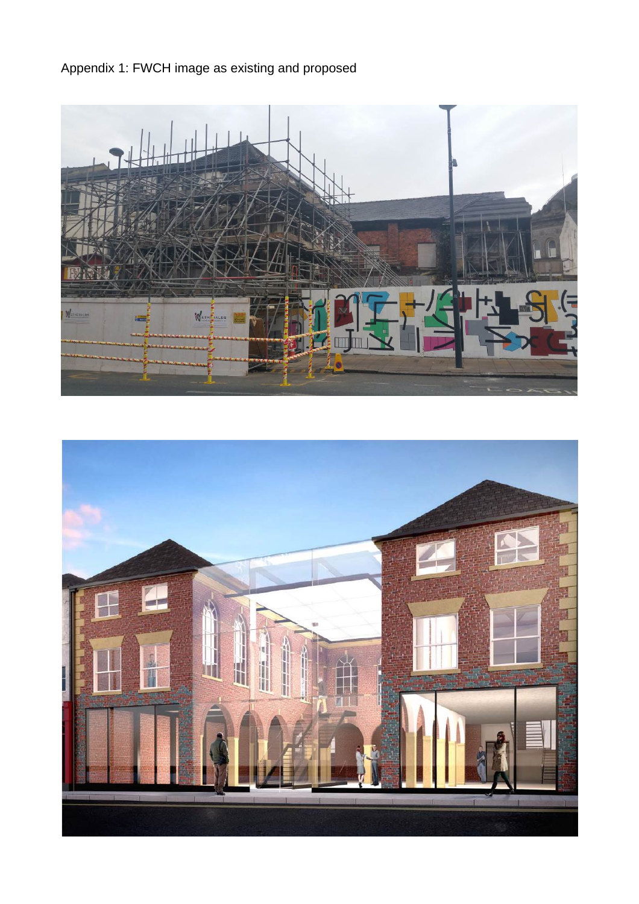Appendix 1: FWCH image as existing and proposed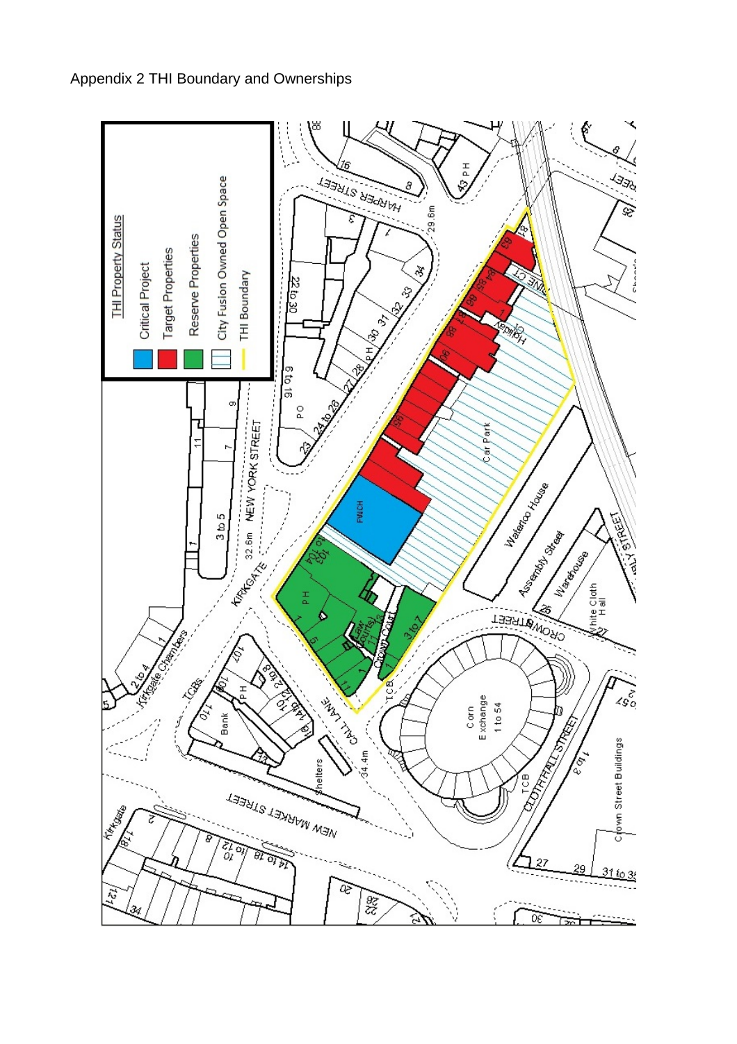Appendix 2 THI Boundary and Ownerships

THI Property Status

- Critical Project
- Target Properties
- Reserve Properties
- City Fusion Owned Open Space
- THI Boundary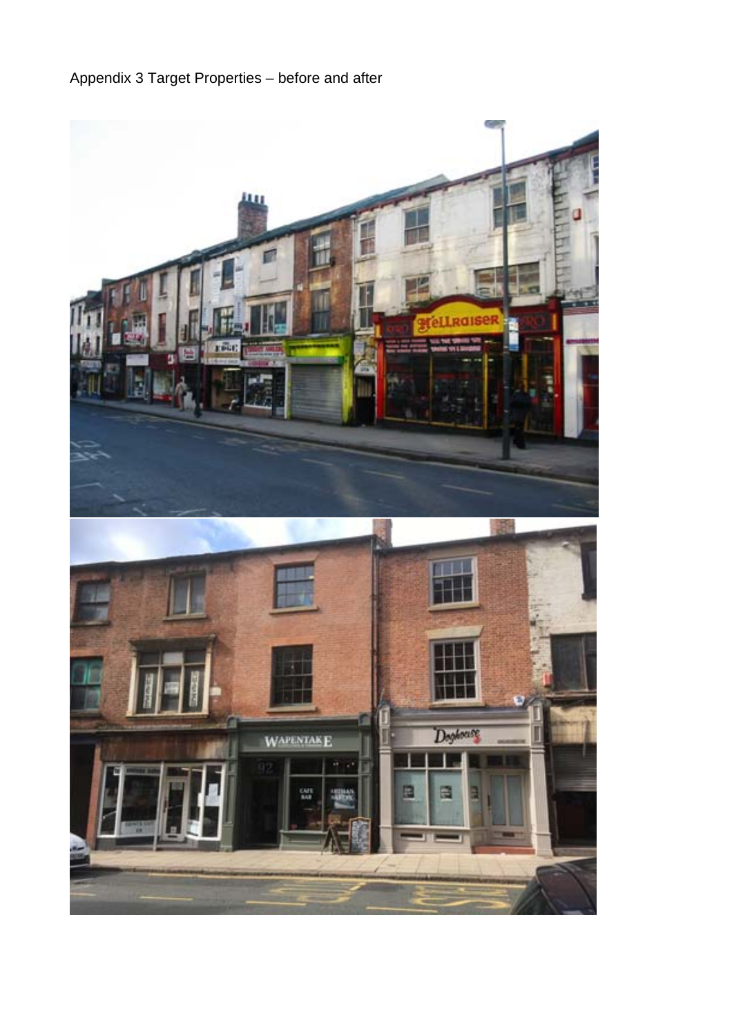Appendix 3 Target Properties – before and after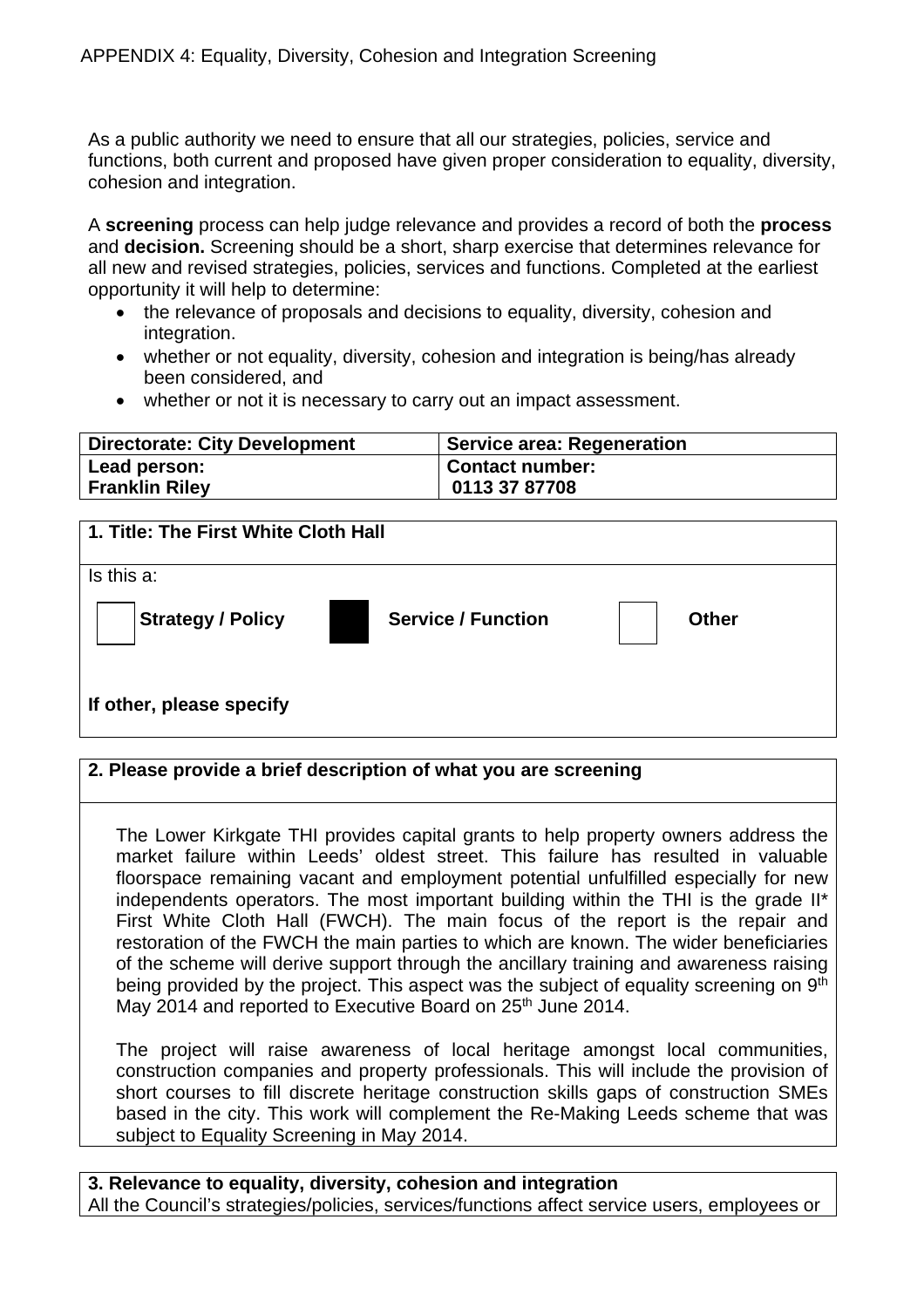APPENDIX 4: Equality, Diversity, Cohesion and Integration Screening

As a public authority we need to ensure that all our strategies, policies, service and functions, both current and proposed have given proper consideration to equality, diversity, cohesion and integration.

A **screening** process can help judge relevance and provides a record of both the **process** and **decision.** Screening should be a short, sharp exercise that determines relevance for all new and revised strategies, policies, services and functions. Completed at the earliest opportunity it will help to determine:

- the relevance of proposals and decisions to equality, diversity, cohesion and integration.
- whether or not equality, diversity, cohesion and integration is being/has already been considered, and
- whether or not it is necessary to carry out an impact assessment.

| **Directorate: City Development** | **Service area: Regeneration** |
|---|---|
| **Lead person:** **Franklin Riley** | **Contact number:** 0113 37 87708 |

**1. Title: The First White Cloth Hall**

Is this a:

☐ **Strategy / Policy** ■ **Service / Function** ☐ **Other**

**If other, please specify**

**2. Please provide a brief description of what you are screening**

The Lower Kirkgate THI provides capital grants to help property owners address the market failure within Leeds' oldest street. This failure has resulted in valuable floorspace remaining vacant and employment potential unfulfilled especially for new independents operators. The most important building within the THI is the grade II* First White Cloth Hall (FWCH). The main focus of the report is the repair and restoration of the FWCH the main parties to which are known. The wider beneficiaries of the scheme will derive support through the ancillary training and awareness raising being provided by the project. This aspect was the subject of equality screening on 9th May 2014 and reported to Executive Board on 25th June 2014.

The project will raise awareness of local heritage amongst local communities, construction companies and property professionals. This will include the provision of short courses to fill discrete heritage construction skills gaps of construction SMEs based in the city. This work will complement the Re-Making Leeds scheme that was subject to Equality Screening in May 2014.

**3. Relevance to equality, diversity, cohesion and integration**

All the Council's strategies/policies, services/functions affect service users, employees or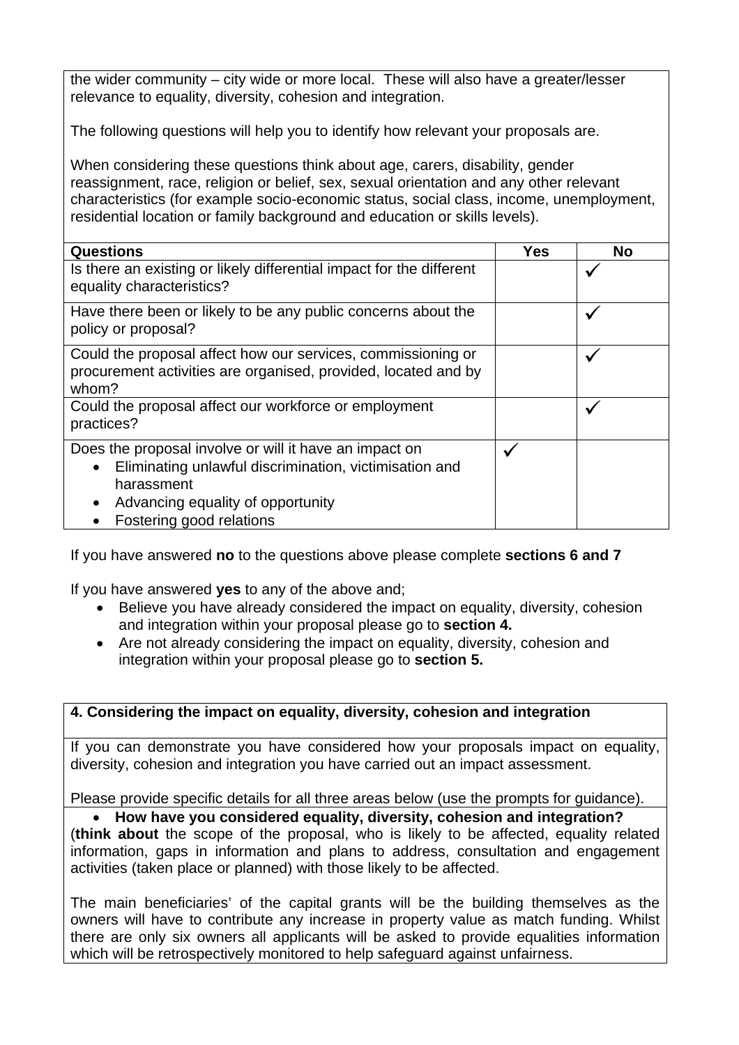the wider community – city wide or more local. These will also have a greater/lesser relevance to equality, diversity, cohesion and integration.

The following questions will help you to identify how relevant your proposals are.

When considering these questions think about age, carers, disability, gender reassignment, race, religion or belief, sex, sexual orientation and any other relevant characteristics (for example socio-economic status, social class, income, unemployment, residential location or family background and education or skills levels).

| Questions | Yes | No |
|---|---|---|
| Is there an existing or likely differential impact for the different equality characteristics? | | ✓ |
| Have there been or likely to be any public concerns about the policy or proposal? | | ✓ |
| Could the proposal affect how our services, commissioning or procurement activities are organised, provided, located and by whom? | | ✓ |
| Could the proposal affect our workforce or employment practices? | | ✓ |
| Does the proposal involve or will it have an impact on<br>• Eliminating unlawful discrimination, victimisation and harassment<br>• Advancing equality of opportunity<br>• Fostering good relations | ✓ | |

If you have answered **no** to the questions above please complete **sections 6 and 7**

If you have answered **yes** to any of the above and;

- Believe you have already considered the impact on equality, diversity, cohesion and integration within your proposal please go to **section 4.**
- Are not already considering the impact on equality, diversity, cohesion and integration within your proposal please go to **section 5.**

**4. Considering the impact on equality, diversity, cohesion and integration**

If you can demonstrate you have considered how your proposals impact on equality, diversity, cohesion and integration you have carried out an impact assessment.

Please provide specific details for all three areas below (use the prompts for guidance).

- **How have you considered equality, diversity, cohesion and integration?**

(**think about** the scope of the proposal, who is likely to be affected, equality related information, gaps in information and plans to address, consultation and engagement activities (taken place or planned) with those likely to be affected.

The main beneficiaries' of the capital grants will be the building themselves as the owners will have to contribute any increase in property value as match funding. Whilst there are only six owners all applicants will be asked to provide equalities information which will be retrospectively monitored to help safeguard against unfairness.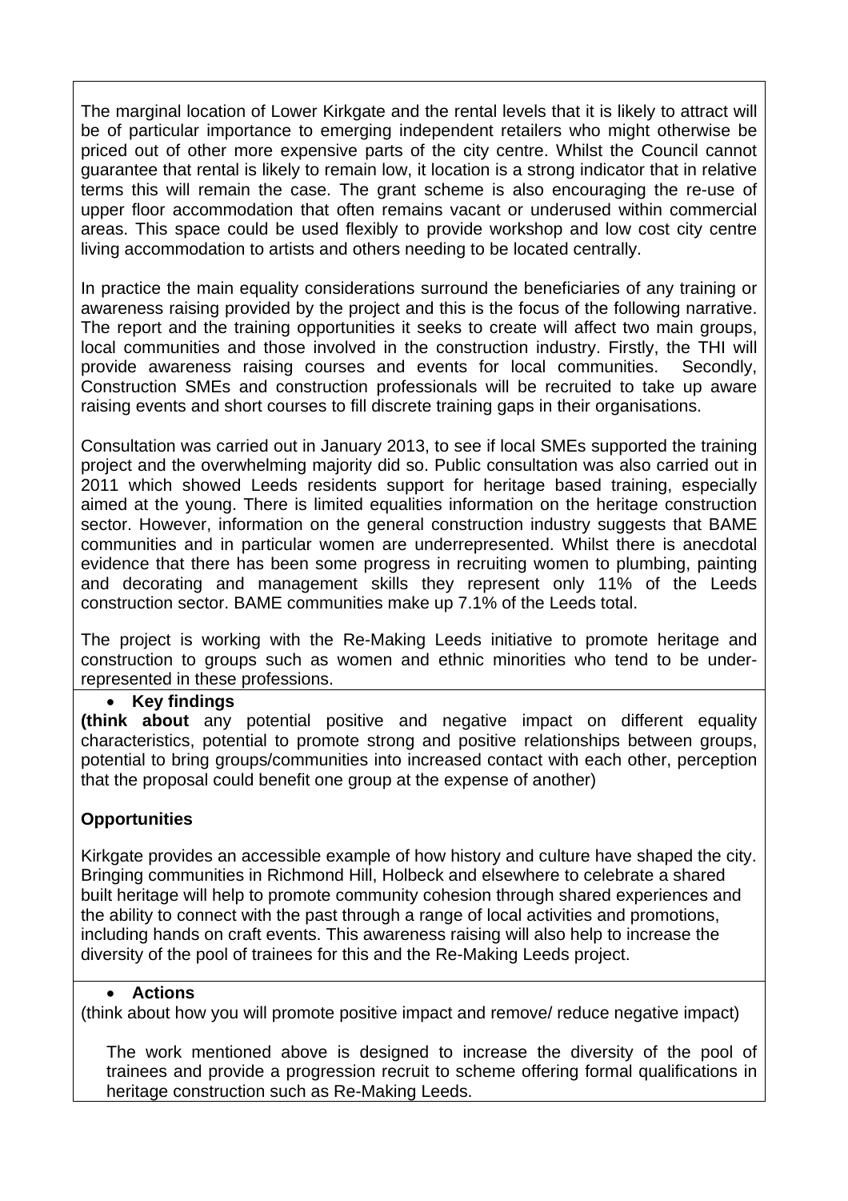The marginal location of Lower Kirkgate and the rental levels that it is likely to attract will be of particular importance to emerging independent retailers who might otherwise be priced out of other more expensive parts of the city centre. Whilst the Council cannot guarantee that rental is likely to remain low, it location is a strong indicator that in relative terms this will remain the case. The grant scheme is also encouraging the re-use of upper floor accommodation that often remains vacant or underused within commercial areas. This space could be used flexibly to provide workshop and low cost city centre living accommodation to artists and others needing to be located centrally.

In practice the main equality considerations surround the beneficiaries of any training or awareness raising provided by the project and this is the focus of the following narrative. The report and the training opportunities it seeks to create will affect two main groups, local communities and those involved in the construction industry. Firstly, the THI will provide awareness raising courses and events for local communities. Secondly, Construction SMEs and construction professionals will be recruited to take up aware raising events and short courses to fill discrete training gaps in their organisations.

Consultation was carried out in January 2013, to see if local SMEs supported the training project and the overwhelming majority did so. Public consultation was also carried out in 2011 which showed Leeds residents support for heritage based training, especially aimed at the young. There is limited equalities information on the heritage construction sector. However, information on the general construction industry suggests that BAME communities and in particular women are underrepresented. Whilst there is anecdotal evidence that there has been some progress in recruiting women to plumbing, painting and decorating and management skills they represent only 11% of the Leeds construction sector. BAME communities make up 7.1% of the Leeds total.

The project is working with the Re-Making Leeds initiative to promote heritage and construction to groups such as women and ethnic minorities who tend to be under-represented in these professions.

- **Key findings**

**(think about** any potential positive and negative impact on different equality characteristics, potential to promote strong and positive relationships between groups, potential to bring groups/communities into increased contact with each other, perception that the proposal could benefit one group at the expense of another)

**Opportunities**

Kirkgate provides an accessible example of how history and culture have shaped the city. Bringing communities in Richmond Hill, Holbeck and elsewhere to celebrate a shared built heritage will help to promote community cohesion through shared experiences and the ability to connect with the past through a range of local activities and promotions, including hands on craft events. This awareness raising will also help to increase the diversity of the pool of trainees for this and the Re-Making Leeds project.

- **Actions**

(think about how you will promote positive impact and remove/ reduce negative impact)

The work mentioned above is designed to increase the diversity of the pool of trainees and provide a progression recruit to scheme offering formal qualifications in heritage construction such as Re-Making Leeds.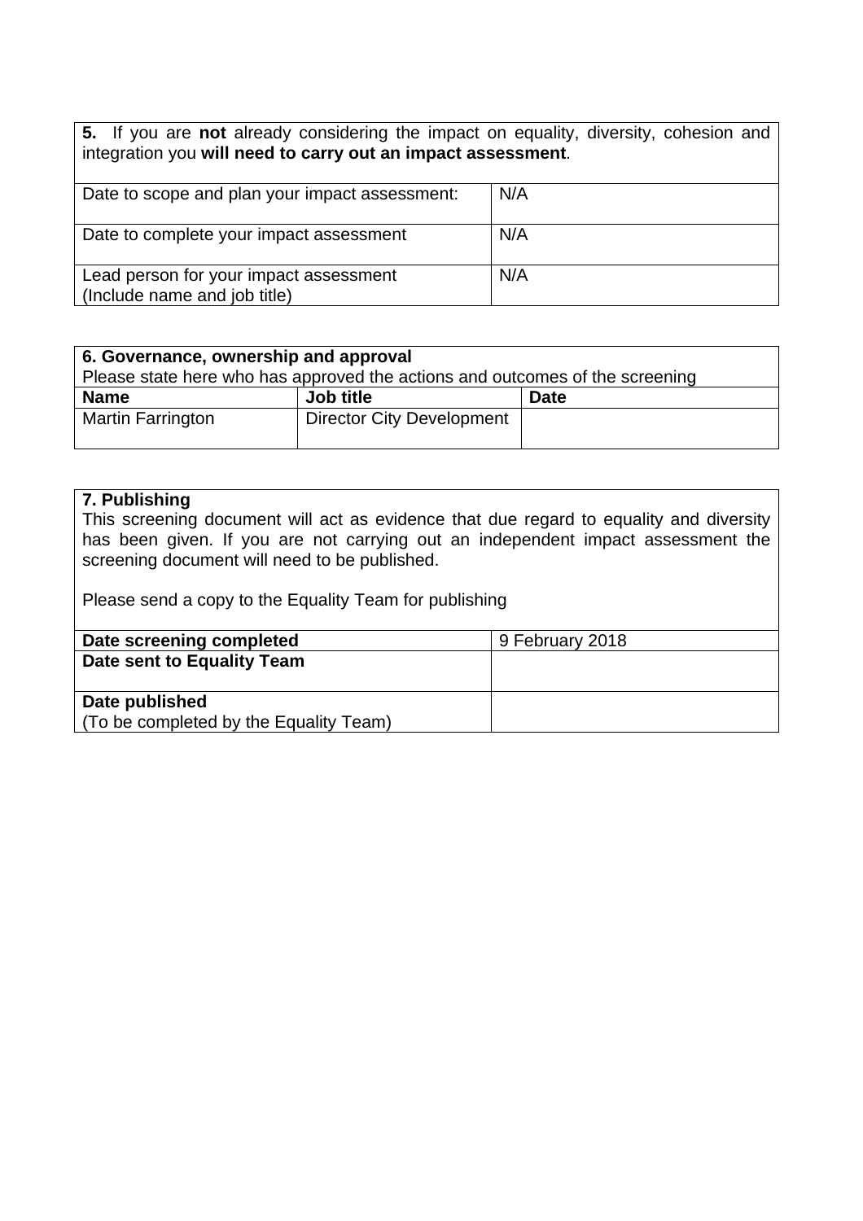| **5.** If you are **not** already considering the impact on equality, diversity, cohesion and integration you **will need to carry out an impact assessment**. | |
|---|---|
| Date to scope and plan your impact assessment: | N/A |
| Date to complete your impact assessment | N/A |
| Lead person for your impact assessment (Include name and job title) | N/A |

| **6. Governance, ownership and approval** Please state here who has approved the actions and outcomes of the screening | | |
|---|---|---|
| **Name** | **Job title** | **Date** |
| Martin Farrington | Director City Development | |

| **7. Publishing** This screening document will act as evidence that due regard to equality and diversity has been given. If you are not carrying out an independent impact assessment the screening document will need to be published. Please send a copy to the Equality Team for publishing | |
|---|---|
| **Date screening completed** | 9 February 2018 |
| **Date sent to Equality Team** | |
| **Date published** (To be completed by the Equality Team) | |